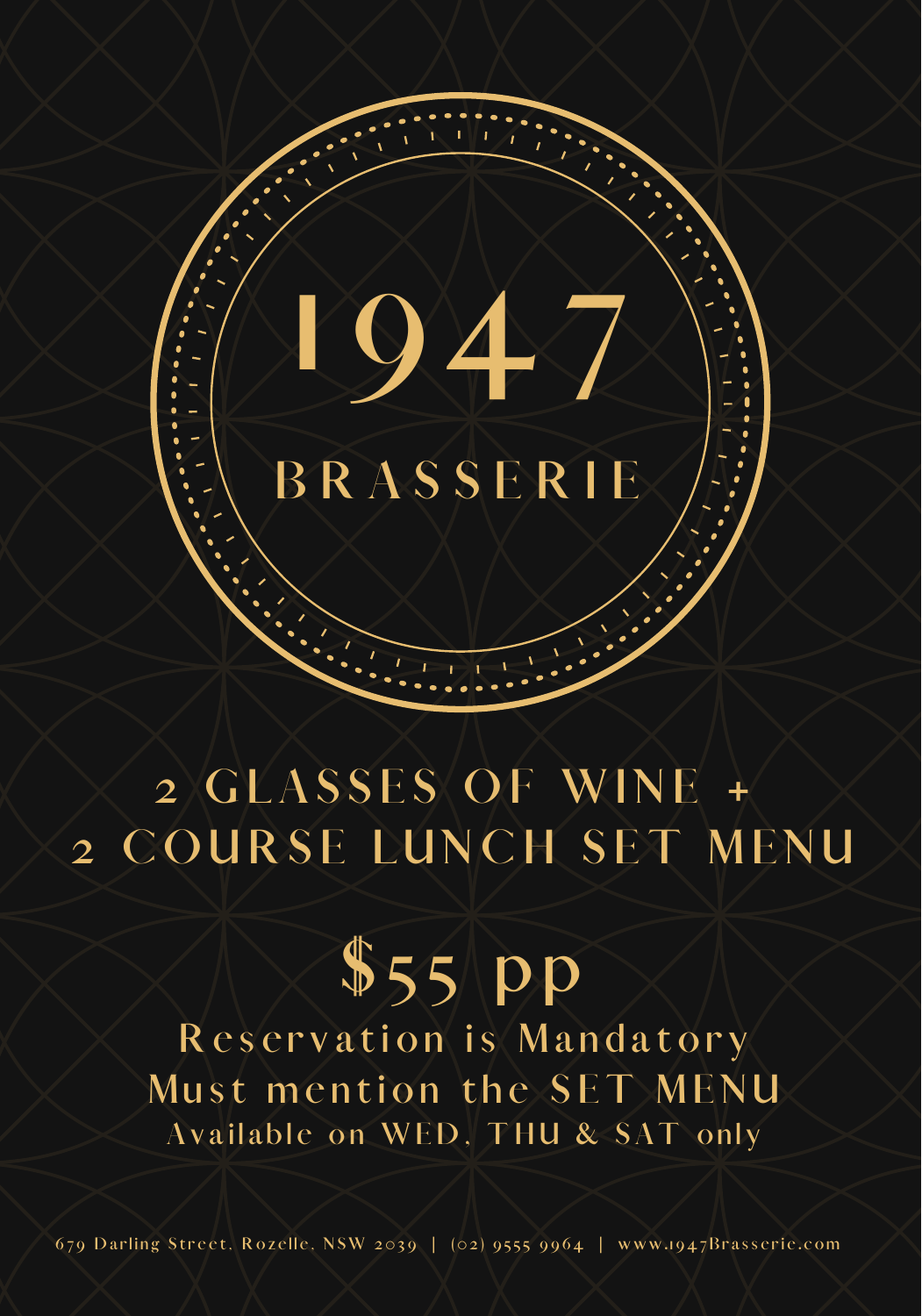# 1947

## BRASSERIE

## 2 GLASSES OF WINE + 2 COURSE LUNCH SET MENU

## $55 pp

Reservation is Mandatory

Must mention the SET MENU

Available on WED, THU & SAT only

679 Darling Street, Rozelle, NSW 2039 | (02) 9555 9964 | www.1947Brasserie.com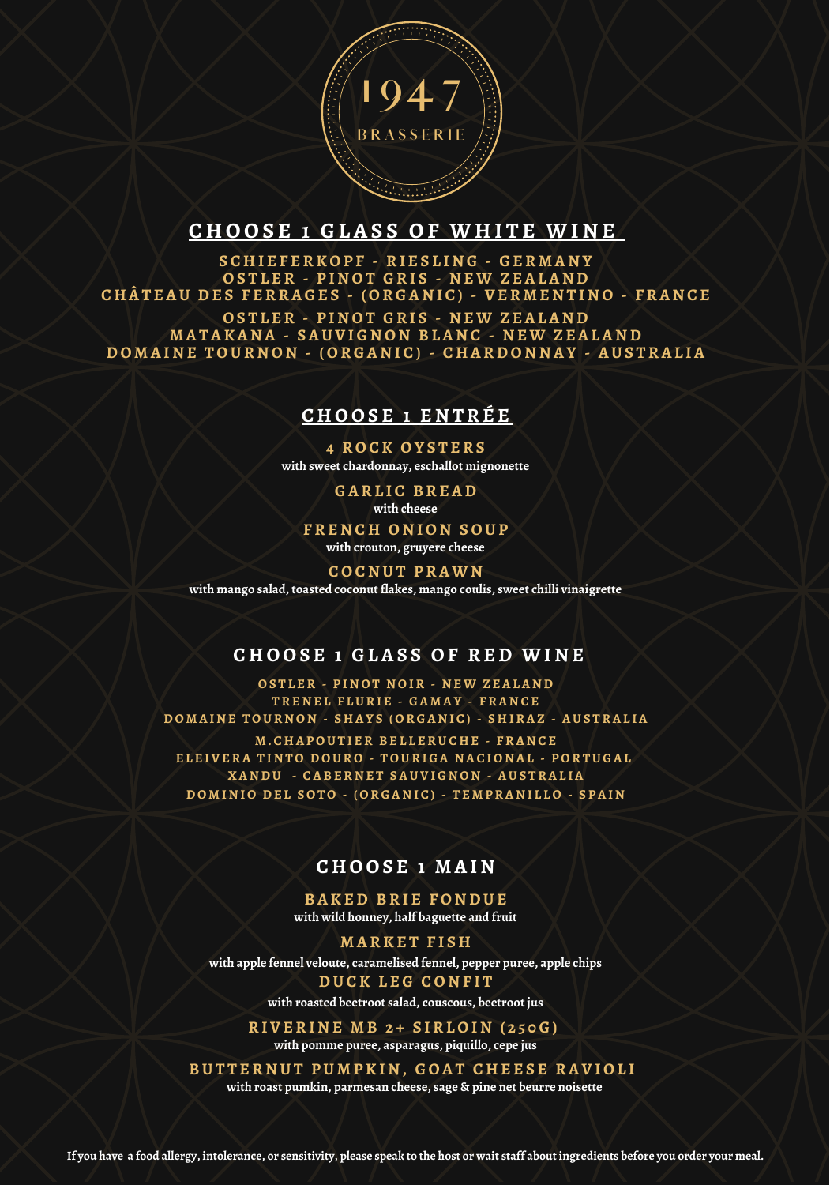1947

BRASSERIE

## CHOOSE 1 GLASS OF WHITE WINE

SCHIEFERKOPF - RIESLING - GERMANY
OSTLER - PINOT GRIS - NEW ZEALAND
CHÂTEAU DES FERRAGES - (ORGANIC) - VERMENTINO - FRANCE
OSTLER - PINOT GRIS - NEW ZEALAND
MATAKANA - SAUVIGNON BLANC - NEW ZEALAND
DOMAINE TOURNON - (ORGANIC) - CHARDONNAY - AUSTRALIA

## CHOOSE 1 ENTRÉE

**4 ROCK OYSTERS**
with sweet chardonnay, eschallot mignonette

**GARLIC BREAD**
with cheese

**FRENCH ONION SOUP**
with crouton, gruyere cheese

**COCNUT PRAWN**
with mango salad, toasted coconut flakes, mango coulis, sweet chilli vinaigrette

## CHOOSE 1 GLASS OF RED WINE

OSTLER - PINOT NOIR - NEW ZEALAND
TRENEL FLURIE - GAMAY - FRANCE
DOMAINE TOURNON - SHAYS (ORGANIC) - SHIRAZ - AUSTRALIA
M.CHAPOUTIER BELLERUCHE - FRANCE
ELEIVERA TINTO DOURO - TOURIGA NACIONAL - PORTUGAL
XANDU - CABERNET SAUVIGNON - AUSTRALIA
DOMINIO DEL SOTO - (ORGANIC) - TEMPRANILLO - SPAIN

## CHOOSE 1 MAIN

**BAKED BRIE FONDUE**
with wild honney, half baguette and fruit

**MARKET FISH**
with apple fennel veloute, caramelised fennel, pepper puree, apple chips

**DUCK LEG CONFIT**
with roasted beetroot salad, couscous, beetroot jus

**RIVERINE MB 2+ SIRLOIN (250G)**
with pomme puree, asparagus, piquillo, cepe jus

**BUTTERNUT PUMPKIN, GOAT CHEESE RAVIOLI**
with roast pumkin, parmesan cheese, sage & pine net beurre noisette

If you have a food allergy, intolerance, or sensitivity, please speak to the host or wait staff about ingredients before you order your meal.